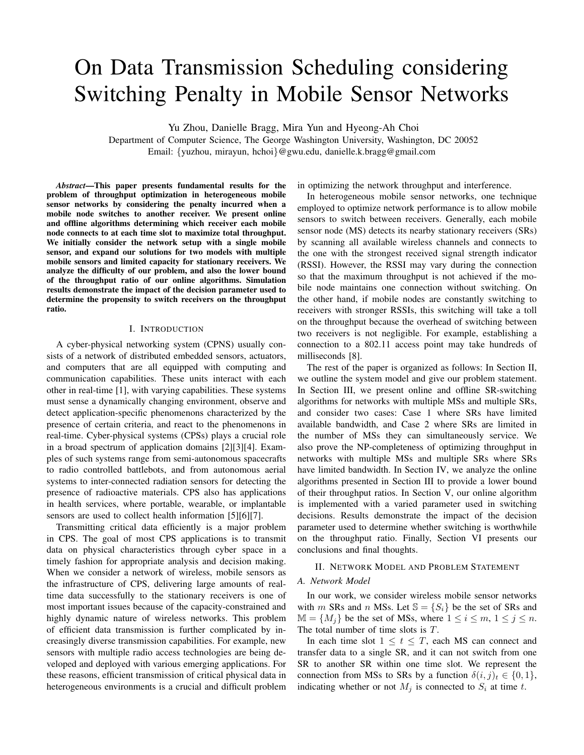# On Data Transmission Scheduling considering Switching Penalty in Mobile Sensor Networks

Yu Zhou, Danielle Bragg, Mira Yun and Hyeong-Ah Choi

Department of Computer Science, The George Washington University, Washington, DC 20052

Email: {yuzhou, mirayun, hchoi}@gwu.edu, danielle.k.bragg@gmail.com

***Abstract*—This paper presents fundamental results for the problem of throughput optimization in heterogeneous mobile sensor networks by considering the penalty incurred when a mobile node switches to another receiver. We present online and offline algorithms determining which receiver each mobile node connects to at each time slot to maximize total throughput. We initially consider the network setup with a single mobile sensor, and expand our solutions for two models with multiple mobile sensors and limited capacity for stationary receivers. We analyze the difficulty of our problem, and also the lower bound of the throughput ratio of our online algorithms. Simulation results demonstrate the impact of the decision parameter used to determine the propensity to switch receivers on the throughput ratio.**

## I. Introduction

A cyber-physical networking system (CPNS) usually consists of a network of distributed embedded sensors, actuators, and computers that are all equipped with computing and communication capabilities. These units interact with each other in real-time [1], with varying capabilities. These systems must sense a dynamically changing environment, observe and detect application-specific phenomenons characterized by the presence of certain criteria, and react to the phenomenons in real-time. Cyber-physical systems (CPSs) plays a crucial role in a broad spectrum of application domains [2][3][4]. Examples of such systems range from semi-autonomous spacecrafts to radio controlled battlebots, and from autonomous aerial systems to inter-connected radiation sensors for detecting the presence of radioactive materials. CPS also has applications in health services, where portable, wearable, or implantable sensors are used to collect health information [5][6][7].

Transmitting critical data efficiently is a major problem in CPS. The goal of most CPS applications is to transmit data on physical characteristics through cyber space in a timely fashion for appropriate analysis and decision making. When we consider a network of wireless, mobile sensors as the infrastructure of CPS, delivering large amounts of real-time data successfully to the stationary receivers is one of most important issues because of the capacity-constrained and highly dynamic nature of wireless networks. This problem of efficient data transmission is further complicated by increasingly diverse transmission capabilities. For example, new sensors with multiple radio access technologies are being developed and deployed with various emerging applications. For these reasons, efficient transmission of critical physical data in heterogeneous environments is a crucial and difficult problem in optimizing the network throughput and interference.

In heterogeneous mobile sensor networks, one technique employed to optimize network performance is to allow mobile sensors to switch between receivers. Generally, each mobile sensor node (MS) detects its nearby stationary receivers (SRs) by scanning all available wireless channels and connects to the one with the strongest received signal strength indicator (RSSI). However, the RSSI may vary during the connection so that the maximum throughput is not achieved if the mobile node maintains one connection without switching. On the other hand, if mobile nodes are constantly switching to receivers with stronger RSSIs, this switching will take a toll on the throughput because the overhead of switching between two receivers is not negligible. For example, establishing a connection to a 802.11 access point may take hundreds of milliseconds [8].

The rest of the paper is organized as follows: In Section II, we outline the system model and give our problem statement. In Section III, we present online and offline SR-switching algorithms for networks with multiple MSs and multiple SRs, and consider two cases: Case 1 where SRs have limited available bandwidth, and Case 2 where SRs are limited in the number of MSs they can simultaneously service. We also prove the NP-completeness of optimizing throughput in networks with multiple MSs and multiple SRs where SRs have limited bandwidth. In Section IV, we analyze the online algorithms presented in Section III to provide a lower bound of their throughput ratios. In Section V, our online algorithm is implemented with a varied parameter used in switching decisions. Results demonstrate the impact of the decision parameter used to determine whether switching is worthwhile on the throughput ratio. Finally, Section VI presents our conclusions and final thoughts.

## II. Network Model and Problem Statement

### *A. Network Model*

In our work, we consider wireless mobile sensor networks with $m$ SRs and $n$ MSs. Let $\mathbb{S} = \{S_i\}$ be the set of SRs and $\mathbb{M} = \{M_j\}$ be the set of MSs, where $1 \leq i \leq m$, $1 \leq j \leq n$. The total number of time slots is $T$.

In each time slot $1 \leq t \leq T$, each MS can connect and transfer data to a single SR, and it can not switch from one SR to another SR within one time slot. We represent the connection from MSs to SRs by a function $\delta(i, j)_t \in \{0, 1\}$, indicating whether or not $M_j$ is connected to $S_i$ at time $t$.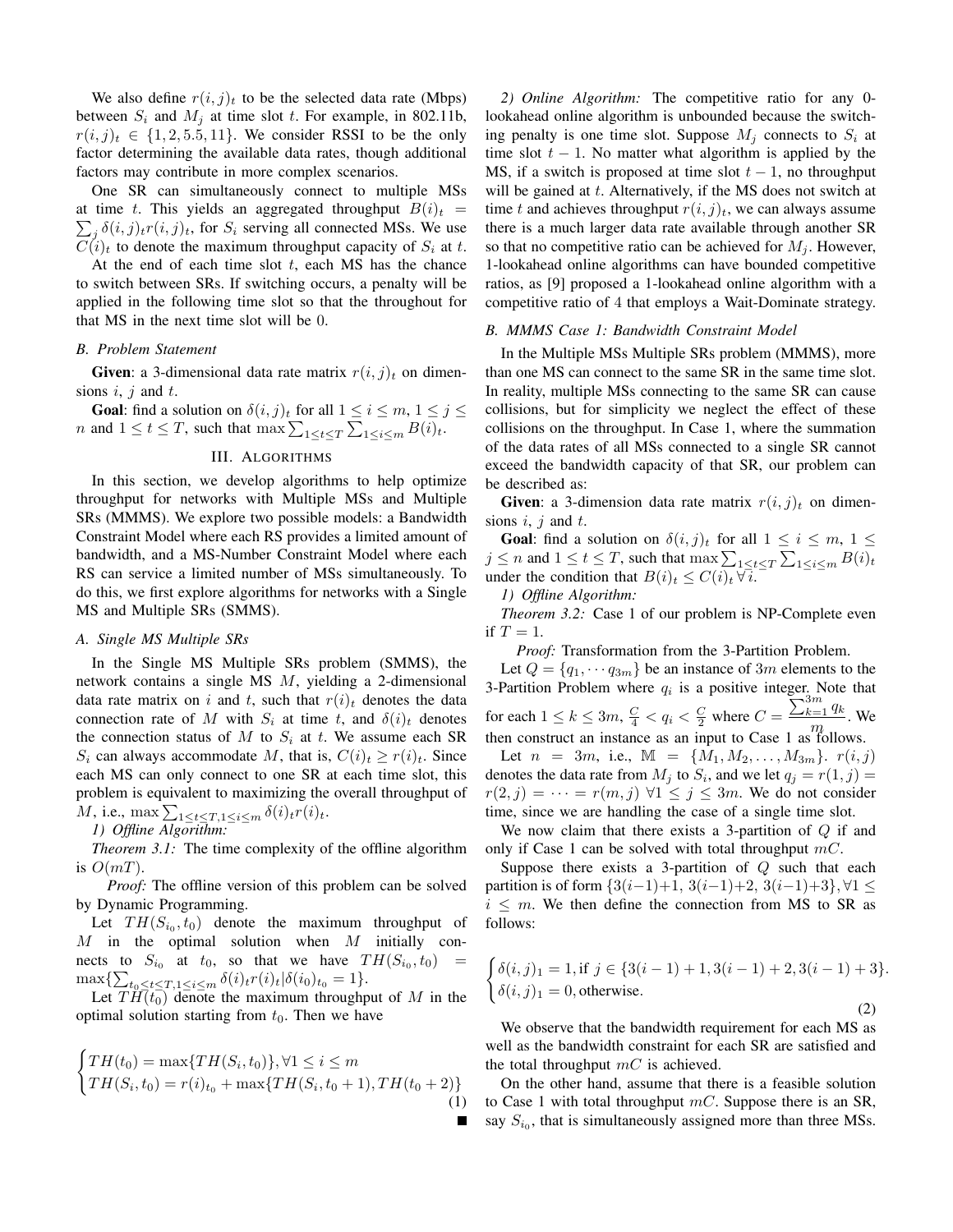We also define $r(i,j)_t$ to be the selected data rate (Mbps) between $S_i$ and $M_j$ at time slot $t$. For example, in 802.11b, $r(i,j)_t \in \{1, 2, 5.5, 11\}$. We consider RSSI to be the only factor determining the available data rates, though additional factors may contribute in more complex scenarios.

One SR can simultaneously connect to multiple MSs at time $t$. This yields an aggregated throughput $B(i)_t = \sum_j \delta(i,j)_t r(i,j)_t$, for $S_i$ serving all connected MSs. We use $C(i)_t$ to denote the maximum throughput capacity of $S_i$ at $t$.

At the end of each time slot $t$, each MS has the chance to switch between SRs. If switching occurs, a penalty will be applied in the following time slot so that the throughout for that MS in the next time slot will be 0.

### B. Problem Statement

**Given**: a 3-dimensional data rate matrix $r(i,j)_t$ on dimensions $i$, $j$ and $t$.

**Goal**: find a solution on $\delta(i,j)_t$ for all $1 \leq i \leq m$, $1 \leq j \leq n$ and $1 \leq t \leq T$, such that $\max \sum_{1 \leq t \leq T} \sum_{1 \leq i \leq m} B(i)_t$.

## III. Algorithms

In this section, we develop algorithms to help optimize throughput for networks with Multiple MSs and Multiple SRs (MMMS). We explore two possible models: a Bandwidth Constraint Model where each RS provides a limited amount of bandwidth, and a MS-Number Constraint Model where each RS can service a limited number of MSs simultaneously. To do this, we first explore algorithms for networks with a Single MS and Multiple SRs (SMMS).

### A. Single MS Multiple SRs

In the Single MS Multiple SRs problem (SMMS), the network contains a single MS $M$, yielding a 2-dimensional data rate matrix on $i$ and $t$, such that $r(i)_t$ denotes the data connection rate of $M$ with $S_i$ at time $t$, and $\delta(i)_t$ denotes the connection status of $M$ to $S_i$ at $t$. We assume each SR $S_i$ can always accommodate $M$, that is, $C(i)_t \geq r(i)_t$. Since each MS can only connect to one SR at each time slot, this problem is equivalent to maximizing the overall throughput of $M$, i.e., $\max \sum_{1 \leq t \leq T, 1 \leq i \leq m} \delta(i)_t r(i)_t$.

*1) Offline Algorithm:*

*Theorem 3.1:* The time complexity of the offline algorithm is $O(mT)$.

*Proof:* The offline version of this problem can be solved by Dynamic Programming.

Let $TH(S_{i_0}, t_0)$ denote the maximum throughput of $M$ in the optimal solution when $M$ initially connects to $S_{i_0}$ at $t_0$, so that we have $TH(S_{i_0}, t_0) = \max\{\sum_{t_0 \leq t \leq T, 1 \leq i \leq m} \delta(i)_t r(i)_t | \delta(i_0)_{t_0} = 1\}$.

Let $TH(t_0)$ denote the maximum throughput of $M$ in the optimal solution starting from $t_0$. Then we have

$$\begin{cases} TH(t_0) = \max\{TH(S_i, t_0)\}, \forall 1 \leq i \leq m \\ TH(S_i, t_0) = r(i)_{t_0} + \max\{TH(S_i, t_0 + 1), TH(t_0 + 2)\} \end{cases} \tag{1}$$

■

*2) Online Algorithm:* The competitive ratio for any 0-lookahead online algorithm is unbounded because the switching penalty is one time slot. Suppose $M_j$ connects to $S_i$ at time slot $t-1$. No matter what algorithm is applied by the MS, if a switch is proposed at time slot $t-1$, no throughput will be gained at $t$. Alternatively, if the MS does not switch at time $t$ and achieves throughput $r(i,j)_t$, we can always assume there is a much larger data rate available through another SR so that no competitive ratio can be achieved for $M_j$. However, 1-lookahead online algorithms can have bounded competitive ratios, as [9] proposed a 1-lookahead online algorithm with a competitive ratio of 4 that employs a Wait-Dominate strategy.

### B. MMMS Case 1: Bandwidth Constraint Model

In the Multiple MSs Multiple SRs problem (MMMS), more than one MS can connect to the same SR in the same time slot. In reality, multiple MSs connecting to the same SR can cause collisions, but for simplicity we neglect the effect of these collisions on the throughput. In Case 1, where the summation of the data rates of all MSs connected to a single SR cannot exceed the bandwidth capacity of that SR, our problem can be described as:

**Given**: a 3-dimension data rate matrix $r(i,j)_t$ on dimensions $i$, $j$ and $t$.

**Goal**: find a solution on $\delta(i,j)_t$ for all $1 \leq i \leq m$, $1 \leq j \leq n$ and $1 \leq t \leq T$, such that $\max \sum_{1 \leq t \leq T} \sum_{1 \leq i \leq m} B(i)_t$ under the condition that $B(i)_t \leq C(i)_t \forall i$.

*1) Offline Algorithm:*

*Theorem 3.2:* Case 1 of our problem is NP-Complete even if $T = 1$.

*Proof:* Transformation from the 3-Partition Problem.

Let $Q = \{q_1, \cdots q_{3m}\}$ be an instance of $3m$ elements to the 3-Partition Problem where $q_i$ is a positive integer. Note that for each $1 \leq k \leq 3m$, $\frac{C}{4} < q_i < \frac{C}{2}$ where $C = \frac{\sum_{k=1}^{3m} q_k}{m}$. We then construct an instance as an input to Case 1 as follows.

Let $n = 3m$, i.e., $\mathbb{M} = \{M_1, M_2, \ldots, M_{3m}\}$. $r(i,j)$ denotes the data rate from $M_j$ to $S_i$, and we let $q_j = r(1,j) = r(2,j) = \cdots = r(m,j)$ $\forall 1 \leq j \leq 3m$. We do not consider time, since we are handling the case of a single time slot.

We now claim that there exists a 3-partition of $Q$ if and only if Case 1 can be solved with total throughput $mC$.

Suppose there exists a 3-partition of $Q$ such that each partition is of form $\{3(i-1)+1, 3(i-1)+2, 3(i-1)+3\}, \forall 1 \leq i \leq m$. We then define the connection from MS to SR as follows:

$$\begin{cases} \delta(i,j)_1 = 1, \text{if } j \in \{3(i-1)+1, 3(i-1)+2, 3(i-1)+3\}. \\ \delta(i,j)_1 = 0, \text{otherwise}. \end{cases} \tag{2}$$

We observe that the bandwidth requirement for each MS as well as the bandwidth constraint for each SR are satisfied and the total throughput $mC$ is achieved.

On the other hand, assume that there is a feasible solution to Case 1 with total throughput $mC$. Suppose there is an SR, say $S_{i_0}$, that is simultaneously assigned more than three MSs.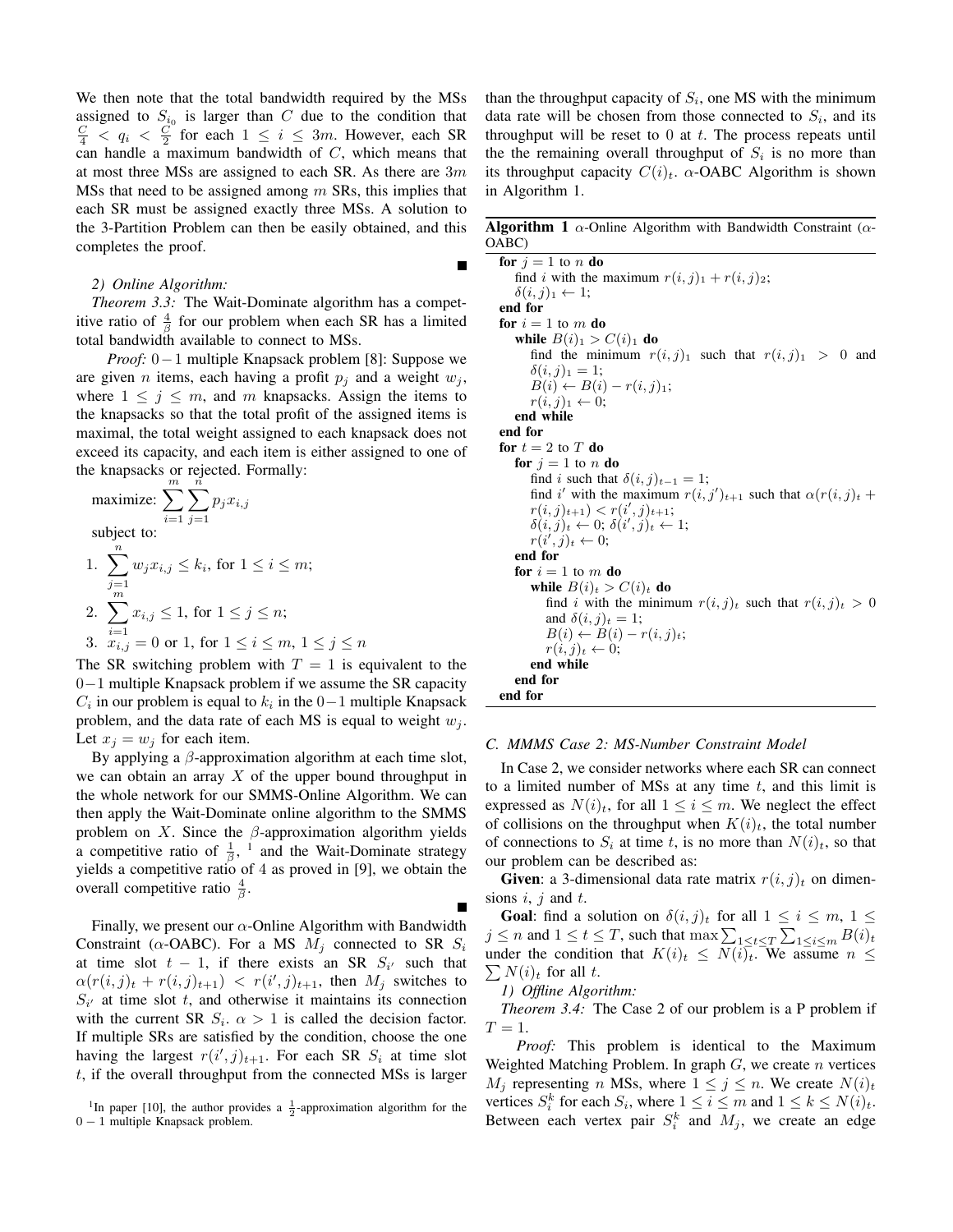We then note that the total bandwidth required by the MSs assigned to $S_{i_0}$ is larger than $C$ due to the condition that $\frac{C}{4} < q_i < \frac{C}{2}$ for each $1 \leq i \leq 3m$. However, each SR can handle a maximum bandwidth of $C$, which means that at most three MSs are assigned to each SR. As there are $3m$ MSs that need to be assigned among $m$ SRs, this implies that each SR must be assigned exactly three MSs. A solution to the 3-Partition Problem can then be easily obtained, and this completes the proof. ∎

*2) Online Algorithm:*

*Theorem 3.3:* The Wait-Dominate algorithm has a competitive ratio of $\frac{4}{\beta}$ for our problem when each SR has a limited total bandwidth available to connect to MSs.

*Proof:* $0-1$ multiple Knapsack problem [8]: Suppose we are given $n$ items, each having a profit $p_j$ and a weight $w_j$, where $1 \leq j \leq m$, and $m$ knapsacks. Assign the items to the knapsacks so that the total profit of the assigned items is maximal, the total weight assigned to each knapsack does not exceed its capacity, and each item is either assigned to one of the knapsacks or rejected. Formally:

maximize: $\sum_{i=1}^{m}\sum_{j=1}^{n} p_j x_{i,j}$

subject to:

1. $\sum_{j=1}^{n} w_j x_{i,j} \leq k_i$, for $1 \leq i \leq m$;
2. $\sum_{i=1}^{m} x_{i,j} \leq 1$, for $1 \leq j \leq n$;
3. $x_{i,j} = 0$ or $1$, for $1 \leq i \leq m$, $1 \leq j \leq n$

The SR switching problem with $T = 1$ is equivalent to the $0-1$ multiple Knapsack problem if we assume the SR capacity $C_i$ in our problem is equal to $k_i$ in the $0-1$ multiple Knapsack problem, and the data rate of each MS is equal to weight $w_j$. Let $x_j = w_j$ for each item.

By applying a $\beta$-approximation algorithm at each time slot, we can obtain an array $X$ of the upper bound throughput in the whole network for our SMMS-Online Algorithm. We can then apply the Wait-Dominate online algorithm to the SMMS problem on $X$. Since the $\beta$-approximation algorithm yields a competitive ratio of $\frac{1}{\beta}$, [1] and the Wait-Dominate strategy yields a competitive ratio of 4 as proved in [9], we obtain the overall competitive ratio $\frac{4}{\beta}$. ∎

Finally, we present our $\alpha$-Online Algorithm with Bandwidth Constraint ($\alpha$-OABC). For a MS $M_j$ connected to SR $S_i$ at time slot $t-1$, if there exists an SR $S_{i'}$ such that $\alpha(r(i,j)_t + r(i,j)_{t+1}) < r(i',j)_{t+1}$, then $M_j$ switches to $S_{i'}$ at time slot $t$, and otherwise it maintains its connection with the current SR $S_i$. $\alpha > 1$ is called the decision factor. If multiple SRs are satisfied by the condition, choose the one having the largest $r(i',j)_{t+1}$. For each SR $S_i$ at time slot $t$, if the overall throughput from the connected MSs is larger than the throughput capacity of $S_i$, one MS with the minimum data rate will be chosen from those connected to $S_i$, and its throughput will be reset to 0 at $t$. The process repeats until the the remaining overall throughput of $S_i$ is no more than its throughput capacity $C(i)_t$. $\alpha$-OABC Algorithm is shown in Algorithm 1.

[1] In paper [10], the author provides a $\frac{1}{2}$-approximation algorithm for the $0-1$ multiple Knapsack problem.

**Algorithm 1** $\alpha$-Online Algorithm with Bandwidth Constraint ($\alpha$-OABC)

```
for j = 1 to n do
    find i with the maximum r(i,j)_1 + r(i,j)_2;
    δ(i,j)_1 ← 1;
end for
for i = 1 to m do
    while B(i)_1 > C(i)_1 do
        find the minimum r(i,j)_1 such that r(i,j)_1 > 0 and
        δ(i,j)_1 = 1;
        B(i) ← B(i) − r(i,j)_1;
        r(i,j)_1 ← 0;
    end while
end for
for t = 2 to T do
    for j = 1 to n do
        find i such that δ(i,j)_{t−1} = 1;
        find i' with the maximum r(i,j')_{t+1} such that α(r(i,j)_t +
        r(i,j)_{t+1}) < r(i',j)_{t+1};
        δ(i,j)_t ← 0; δ(i',j)_t ← 1;
        r(i',j)_t ← 0;
    end for
    for i = 1 to m do
        while B(i)_t > C(i)_t do
            find i with the minimum r(i,j)_t such that r(i,j)_t > 0
            and δ(i,j)_t = 1;
            B(i) ← B(i) − r(i,j)_t;
            r(i,j)_t ← 0;
        end while
    end for
end for
```

### C. MMMS Case 2: MS-Number Constraint Model

In Case 2, we consider networks where each SR can connect to a limited number of MSs at any time $t$, and this limit is expressed as $N(i)_t$, for all $1 \leq i \leq m$. We neglect the effect of collisions on the throughput when $K(i)_t$, the total number of connections to $S_i$ at time $t$, is no more than $N(i)_t$, so that our problem can be described as:

**Given**: a 3-dimensional data rate matrix $r(i,j)_t$ on dimensions $i$, $j$ and $t$.

**Goal**: find a solution on $\delta(i,j)_t$ for all $1 \leq i \leq m$, $1 \leq j \leq n$ and $1 \leq t \leq T$, such that $\max \sum_{1 \leq t \leq T}\sum_{1 \leq i \leq m} B(i)_t$ under the condition that $K(i)_t \leq N(i)_t$. We assume $n \leq \sum N(i)_t$ for all $t$.

*1) Offline Algorithm:*

*Theorem 3.4:* The Case 2 of our problem is a P problem if $T = 1$.

*Proof:* This problem is identical to the Maximum Weighted Matching Problem. In graph $G$, we create $n$ vertices $M_j$ representing $n$ MSs, where $1 \leq j \leq n$. We create $N(i)_t$ vertices $S_i^k$ for each $S_i$, where $1 \leq i \leq m$ and $1 \leq k \leq N(i)_t$. Between each vertex pair $S_i^k$ and $M_j$, we create an edge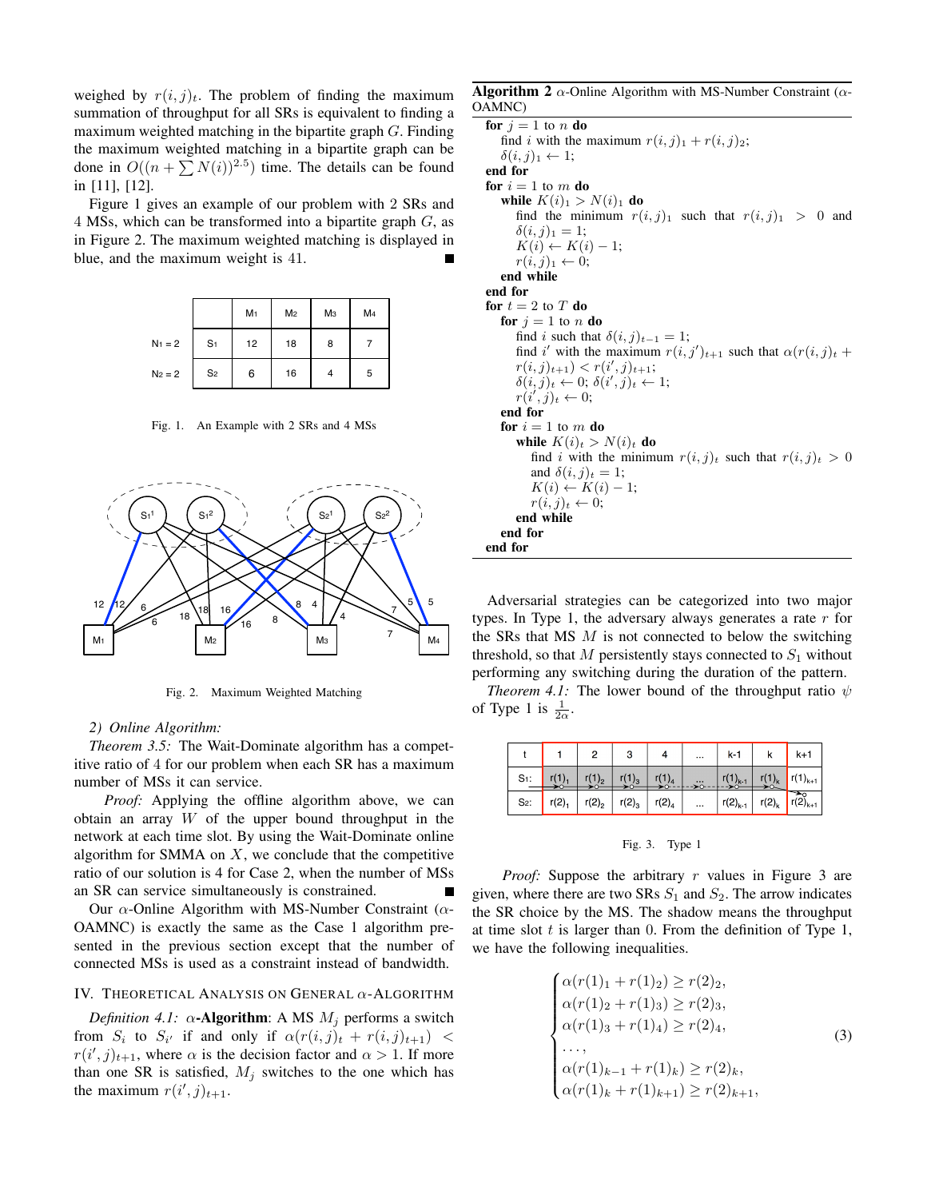weighed by $r(i,j)_t$. The problem of finding the maximum summation of throughput for all SRs is equivalent to finding a maximum weighted matching in the bipartite graph $G$. Finding the maximum weighted matching in a bipartite graph can be done in $O((n+\sum N(i))^{2.5})$ time. The details can be found in [11], [12].

Figure 1 gives an example of our problem with 2 SRs and 4 MSs, which can be transformed into a bipartite graph $G$, as in Figure 2. The maximum weighted matching is displayed in blue, and the maximum weight is 41. ■

| | | M1 | M2 | M3 | M4 |
|---|---|---|---|---|---|
| $N_1 = 2$ | S1 | 12 | 18 | 8 | 7 |
| $N_2 = 2$ | S2 | 6 | 16 | 4 | 5 |

Fig. 1. An Example with 2 SRs and 4 MSs

Fig. 2. Maximum Weighted Matching

*2) Online Algorithm:*

*Theorem 3.5:* The Wait-Dominate algorithm has a competitive ratio of 4 for our problem when each SR has a maximum number of MSs it can service.

*Proof:* Applying the offline algorithm above, we can obtain an array $W$ of the upper bound throughput in the network at each time slot. By using the Wait-Dominate online algorithm for SMMA on $X$, we conclude that the competitive ratio of our solution is 4 for Case 2, when the number of MSs an SR can service simultaneously is constrained. ■

Our $\alpha$-Online Algorithm with MS-Number Constraint ($\alpha$-OAMNC) is exactly the same as the Case 1 algorithm presented in the previous section except that the number of connected MSs is used as a constraint instead of bandwidth.

## IV. Theoretical Analysis on General $\alpha$-Algorithm

*Definition 4.1:* $\alpha$-**Algorithm**: A MS $M_j$ performs a switch from $S_i$ to $S_{i'}$ if and only if $\alpha(r(i,j)_t + r(i,j)_{t+1}) < r(i',j)_{t+1}$, where $\alpha$ is the decision factor and $\alpha > 1$. If more than one SR is satisfied, $M_j$ switches to the one which has the maximum $r(i',j)_{t+1}$.

**Algorithm 2** $\alpha$-Online Algorithm with MS-Number Constraint ($\alpha$-OAMNC)

```
for j = 1 to n do
    find i with the maximum r(i,j)_1 + r(i,j)_2;
    δ(i,j)_1 ← 1;
end for
for i = 1 to m do
    while K(i)_1 > N(i)_1 do
        find the minimum r(i,j)_1 such that r(i,j)_1 > 0 and δ(i,j)_1 = 1;
        K(i) ← K(i) − 1;
        r(i,j)_1 ← 0;
    end while
end for
for t = 2 to T do
    for j = 1 to n do
        find i such that δ(i,j)_{t−1} = 1;
        find i' with the maximum r(i,j')_{t+1} such that α(r(i,j)_t + r(i,j)_{t+1}) < r(i',j)_{t+1};
        δ(i,j)_t ← 0; δ(i',j)_t ← 1;
        r(i',j)_t ← 0;
    end for
    for i = 1 to m do
        while K(i)_t > N(i)_t do
            find i with the minimum r(i,j)_t such that r(i,j)_t > 0 and δ(i,j)_t = 1;
            K(i) ← K(i) − 1;
            r(i,j)_t ← 0;
        end while
    end for
end for
```

Adversarial strategies can be categorized into two major types. In Type 1, the adversary always generates a rate $r$ for the SRs that MS $M$ is not connected to below the switching threshold, so that $M$ persistently stays connected to $S_1$ without performing any switching during the duration of the pattern.

*Theorem 4.1:* The lower bound of the throughput ratio $\psi$ of Type 1 is $\frac{1}{2\alpha}$.

| t | 1 | 2 | 3 | 4 | ... | k-1 | k | k+1 |
|---|---|---|---|---|---|---|---|---|
| S1: | $r(1)_1$ | $r(1)_2$ | $r(1)_3$ | $r(1)_4$ | ... | $r(1)_{k-1}$ | $r(1)_k$ | $r(1)_{k+1}$ |
| S2: | $r(2)_1$ | $r(2)_2$ | $r(2)_3$ | $r(2)_4$ | ... | $r(2)_{k-1}$ | $r(2)_k$ | $r(2)_{k+1}$ |

Fig. 3. Type 1

*Proof:* Suppose the arbitrary $r$ values in Figure 3 are given, where there are two SRs $S_1$ and $S_2$. The arrow indicates the SR choice by the MS. The shadow means the throughput at time slot $t$ is larger than 0. From the definition of Type 1, we have the following inequalities.

$$
\begin{cases}
\alpha(r(1)_1 + r(1)_2) \geq r(2)_2, \\
\alpha(r(1)_2 + r(1)_3) \geq r(2)_3, \\
\alpha(r(1)_3 + r(1)_4) \geq r(2)_4, \\
\dots, \\
\alpha(r(1)_{k-1} + r(1)_k) \geq r(2)_k, \\
\alpha(r(1)_k + r(1)_{k+1}) \geq r(2)_{k+1},
\end{cases}
\tag{3}
$$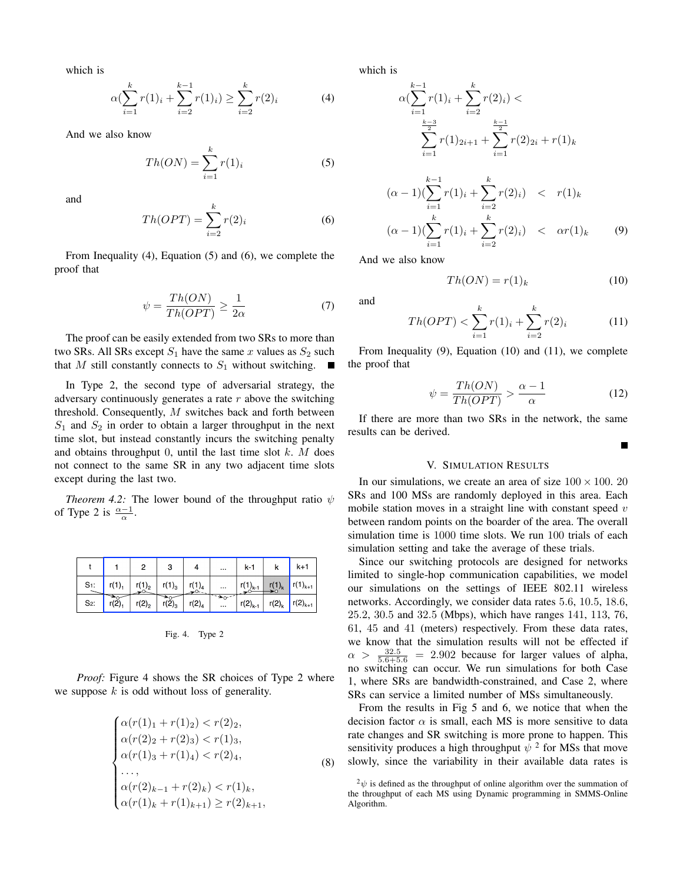which is

$$\alpha(\sum_{i=1}^{k} r(1)_i + \sum_{i=2}^{k-1} r(1)_i) \geq \sum_{i=2}^{k} r(2)_i \tag{4}$$

And we also know

$$Th(ON) = \sum_{i=1}^{k} r(1)_i \tag{5}$$

and

$$Th(OPT) = \sum_{i=2}^{k} r(2)_i \tag{6}$$

From Inequality (4), Equation (5) and (6), we complete the proof that

$$\psi = \frac{Th(ON)}{Th(OPT)} \geq \frac{1}{2\alpha} \tag{7}$$

The proof can be easily extended from two SRs to more than two SRs. All SRs except $S_1$ have the same $x$ values as $S_2$ such that $M$ still constantly connects to $S_1$ without switching. ■

In Type 2, the second type of adversarial strategy, the adversary continuously generates a rate $r$ above the switching threshold. Consequently, $M$ switches back and forth between $S_1$ and $S_2$ in order to obtain a larger throughput in the next time slot, but instead constantly incurs the switching penalty and obtains throughput 0, until the last time slot $k$. $M$ does not connect to the same SR in any two adjacent time slots except during the last two.

*Theorem 4.2:* The lower bound of the throughput ratio $\psi$ of Type 2 is $\frac{\alpha-1}{\alpha}$.

| t | 1 | 2 | 3 | 4 | ... | k-1 | k | k+1 |
|---|---|---|---|---|---|---|---|---|
| S1: | $r(1)_1$ | $r(1)_2$ | $r(1)_3$ | $r(1)_4$ | ... | $r(1)_{k-1}$ | $r(1)_k$ | $r(1)_{k+1}$ |
| S2: | $r(2)_1$ | $r(2)_2$ | $r(2)_3$ | $r(2)_4$ | ... | $r(2)_{k-1}$ | $r(2)_k$ | $r(2)_{k+1}$ |

Fig. 4. Type 2

*Proof:* Figure 4 shows the SR choices of Type 2 where we suppose $k$ is odd without loss of generality.

$$\begin{cases} \alpha(r(1)_1 + r(1)_2) < r(2)_2, \\ \alpha(r(2)_2 + r(2)_3) < r(1)_3, \\ \alpha(r(1)_3 + r(1)_4) < r(2)_4, \\ \dots, \\ \alpha(r(2)_{k-1} + r(2)_k) < r(1)_k, \\ \alpha(r(1)_k + r(1)_{k+1}) \geq r(2)_{k+1}, \end{cases} \tag{8}$$

which is

$$\alpha(\sum_{i=1}^{k-1} r(1)_i + \sum_{i=2}^{k} r(2)_i) < \sum_{i=1}^{\frac{k-3}{2}} r(1)_{2i+1} + \sum_{i=1}^{\frac{k-1}{2}} r(2)_{2i} + r(1)_k$$

$$(\alpha - 1)(\sum_{i=1}^{k-1} r(1)_i + \sum_{i=2}^{k} r(2)_i) < r(1)_k$$

$$(\alpha - 1)(\sum_{i=1}^{k} r(1)_i + \sum_{i=2}^{k} r(2)_i) < \alpha r(1)_k \tag{9}$$

And we also know

$$Th(ON) = r(1)_k \tag{10}$$

and

$$Th(OPT) < \sum_{i=1}^{k} r(1)_i + \sum_{i=2}^{k} r(2)_i \tag{11}$$

From Inequality (9), Equation (10) and (11), we complete the proof that

$$\psi = \frac{Th(ON)}{Th(OPT)} > \frac{\alpha - 1}{\alpha} \tag{12}$$

If there are more than two SRs in the network, the same results can be derived. ■

## V. Simulation Results

In our simulations, we create an area of size $100 \times 100$. 20 SRs and 100 MSs are randomly deployed in this area. Each mobile station moves in a straight line with constant speed $v$ between random points on the boarder of the area. The overall simulation time is 1000 time slots. We run 100 trials of each simulation setting and take the average of these trials.

Since our switching protocols are designed for networks limited to single-hop communication capabilities, we model our simulations on the settings of IEEE 802.11 wireless networks. Accordingly, we consider data rates 5.6, 10.5, 18.6, 25.2, 30.5 and 32.5 (Mbps), which have ranges 141, 113, 76, 61, 45 and 41 (meters) respectively. From these data rates, we know that the simulation results will not be effected if $\alpha > \frac{32.5}{5.6+5.6} = 2.902$ because for larger values of alpha, no switching can occur. We run simulations for both Case 1, where SRs are bandwidth-constrained, and Case 2, where SRs can service a limited number of MSs simultaneously.

From the results in Fig 5 and 6, we notice that when the decision factor $\alpha$ is small, each MS is more sensitive to data rate changes and SR switching is more prone to happen. This sensitivity produces a high throughput $\psi$ [2] for MSs that move slowly, since the variability in their available data rates is

[2] $\psi$ is defined as the throughput of online algorithm over the summation of the throughput of each MS using Dynamic programming in SMMS-Online Algorithm.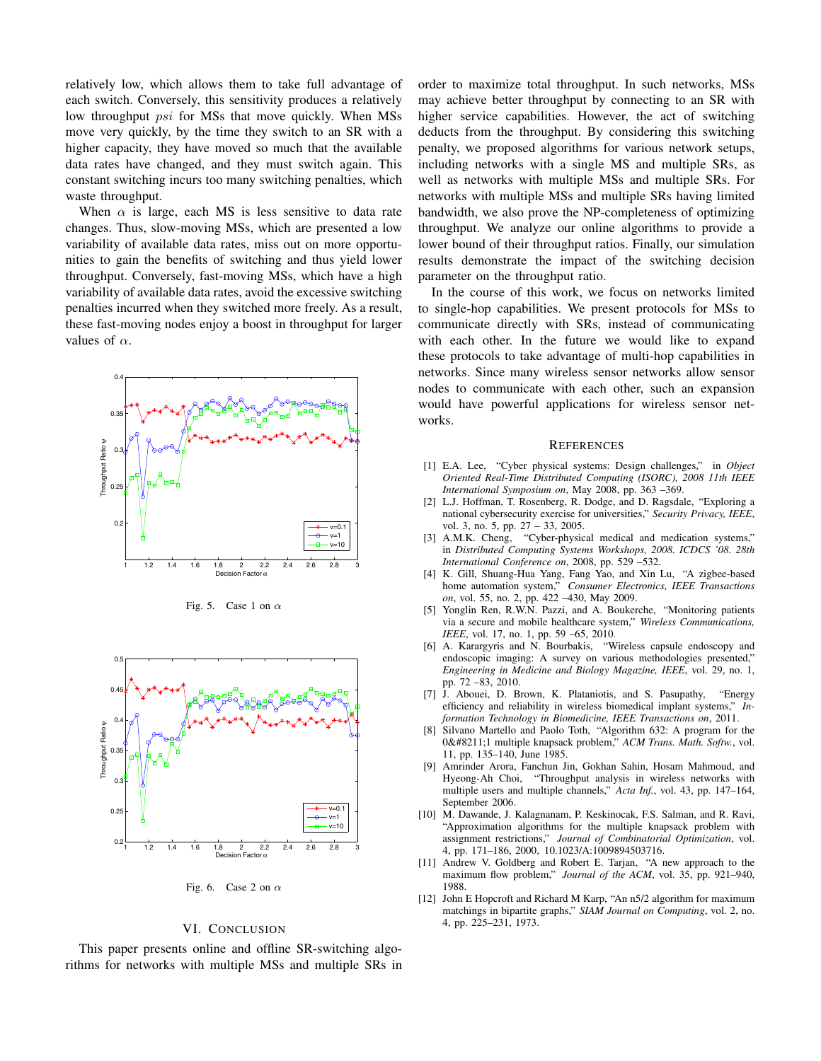relatively low, which allows them to take full advantage of each switch. Conversely, this sensitivity produces a relatively low throughput $psi$ for MSs that move quickly. When MSs move very quickly, by the time they switch to an SR with a higher capacity, they have moved so much that the available data rates have changed, and they must switch again. This constant switching incurs too many switching penalties, which waste throughput.

When $\alpha$ is large, each MS is less sensitive to data rate changes. Thus, slow-moving MSs, which are presented a low variability of available data rates, miss out on more opportunities to gain the benefits of switching and thus yield lower throughput. Conversely, fast-moving MSs, which have a high variability of available data rates, avoid the excessive switching penalties incurred when they switched more freely. As a result, these fast-moving nodes enjoy a boost in throughput for larger values of $\alpha$.

Throughput Ratio ψ
0.4
0.35
0.3
0.25
0.2
1 1.2 1.4 1.6 1.8 2 2.2 2.4 2.6 2.8 3
Decision Factor α
v=0.1
v=1
v=10

Fig. 5. Case 1 on $\alpha$

Throughput Ratio ψ
0.5
0.45
0.4
0.35
0.3
0.25
0.2
1 1.2 1.4 1.6 1.8 2 2.2 2.4 2.6 2.8 3
Decision Factor α
v=0.1
v=1
v=10

Fig. 6. Case 2 on $\alpha$

## VI. Conclusion

This paper presents online and offline SR-switching algorithms for networks with multiple MSs and multiple SRs in order to maximize total throughput. In such networks, MSs may achieve better throughput by connecting to an SR with higher service capabilities. However, the act of switching deducts from the throughput. By considering this switching penalty, we proposed algorithms for various network setups, including networks with a single MS and multiple SRs, as well as networks with multiple MSs and multiple SRs. For networks with multiple MSs and multiple SRs having limited bandwidth, we also prove the NP-completeness of optimizing throughput. We analyze our online algorithms to provide a lower bound of their throughput ratios. Finally, our simulation results demonstrate the impact of the switching decision parameter on the throughput ratio.

In the course of this work, we focus on networks limited to single-hop capabilities. We present protocols for MSs to communicate directly with SRs, instead of communicating with each other. In the future we would like to expand these protocols to take advantage of multi-hop capabilities in networks. Since many wireless sensor networks allow sensor nodes to communicate with each other, such an expansion would have powerful applications for wireless sensor networks.

## References

[1] E.A. Lee, "Cyber physical systems: Design challenges," in *Object Oriented Real-Time Distributed Computing (ISORC), 2008 11th IEEE International Symposium on*, May 2008, pp. 363 –369.

[2] L.J. Hoffman, T. Rosenberg, R. Dodge, and D. Ragsdale, "Exploring a national cybersecurity exercise for universities," *Security Privacy, IEEE*, vol. 3, no. 5, pp. 27 – 33, 2005.

[3] A.M.K. Cheng, "Cyber-physical medical and medication systems," in *Distributed Computing Systems Workshops, 2008. ICDCS '08. 28th International Conference on*, 2008, pp. 529 –532.

[4] K. Gill, Shuang-Hua Yang, Fang Yao, and Xin Lu, "A zigbee-based home automation system," *Consumer Electronics, IEEE Transactions on*, vol. 55, no. 2, pp. 422 –430, May 2009.

[5] Yonglin Ren, R.W.N. Pazzi, and A. Boukerche, "Monitoring patients via a secure and mobile healthcare system," *Wireless Communications, IEEE*, vol. 17, no. 1, pp. 59 –65, 2010.

[6] A. Karargyris and N. Bourbakis, "Wireless capsule endoscopy and endoscopic imaging: A survey on various methodologies presented," *Engineering in Medicine and Biology Magazine, IEEE*, vol. 29, no. 1, pp. 72 –83, 2010.

[7] J. Abouei, D. Brown, K. Plataniotis, and S. Pasupathy, "Energy efficiency and reliability in wireless biomedical implant systems," *Information Technology in Biomedicine, IEEE Transactions on*, 2011.

[8] Silvano Martello and Paolo Toth, "Algorithm 632: A program for the 0&#8211;1 multiple knapsack problem," *ACM Trans. Math. Softw.*, vol. 11, pp. 135–140, June 1985.

[9] Amrinder Arora, Fanchun Jin, Gokhan Sahin, Hosam Mahmoud, and Hyeong-Ah Choi, "Throughput analysis in wireless networks with multiple users and multiple channels," *Acta Inf.*, vol. 43, pp. 147–164, September 2006.

[10] M. Dawande, J. Kalagnanam, P. Keskinocak, F.S. Salman, and R. Ravi, "Approximation algorithms for the multiple knapsack problem with assignment restrictions," *Journal of Combinatorial Optimization*, vol. 4, pp. 171–186, 2000, 10.1023/A:1009894503716.

[11] Andrew V. Goldberg and Robert E. Tarjan, "A new approach to the maximum flow problem," *Journal of the ACM*, vol. 35, pp. 921–940, 1988.

[12] John E Hopcroft and Richard M Karp, "An n5/2 algorithm for maximum matchings in bipartite graphs," *SIAM Journal on Computing*, vol. 2, no. 4, pp. 225–231, 1973.